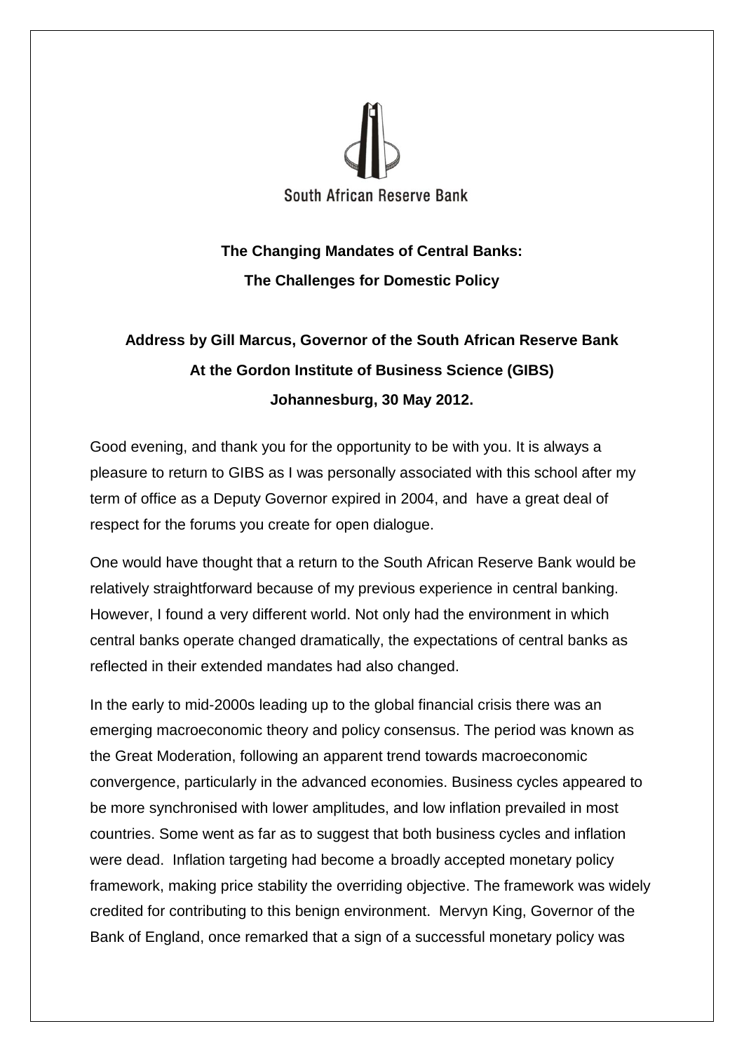South African Reserve Bank

# The Changing Mandates of Central Banks: The Challenges for Domestic Policy

**Address by Gill Marcus, Governor of the South African Reserve Bank**
**At the Gordon Institute of Business Science (GIBS)**
**Johannesburg, 30 May 2012.**

Good evening, and thank you for the opportunity to be with you. It is always a pleasure to return to GIBS as I was personally associated with this school after my term of office as a Deputy Governor expired in 2004, and have a great deal of respect for the forums you create for open dialogue.

One would have thought that a return to the South African Reserve Bank would be relatively straightforward because of my previous experience in central banking. However, I found a very different world. Not only had the environment in which central banks operate changed dramatically, the expectations of central banks as reflected in their extended mandates had also changed.

In the early to mid-2000s leading up to the global financial crisis there was an emerging macroeconomic theory and policy consensus. The period was known as the Great Moderation, following an apparent trend towards macroeconomic convergence, particularly in the advanced economies. Business cycles appeared to be more synchronised with lower amplitudes, and low inflation prevailed in most countries. Some went as far as to suggest that both business cycles and inflation were dead. Inflation targeting had become a broadly accepted monetary policy framework, making price stability the overriding objective. The framework was widely credited for contributing to this benign environment. Mervyn King, Governor of the Bank of England, once remarked that a sign of a successful monetary policy was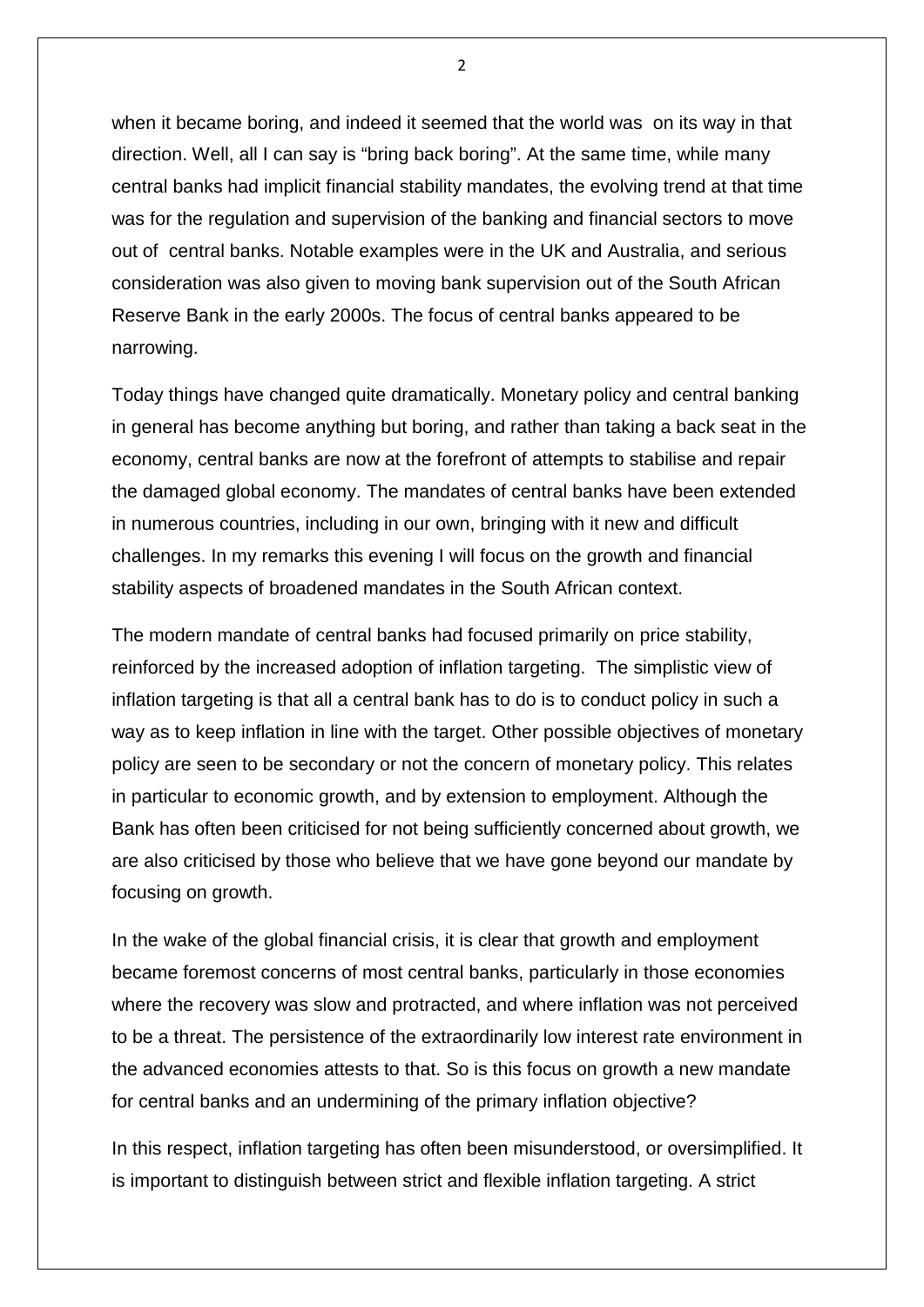when it became boring, and indeed it seemed that the world was on its way in that direction. Well, all I can say is "bring back boring". At the same time, while many central banks had implicit financial stability mandates, the evolving trend at that time was for the regulation and supervision of the banking and financial sectors to move out of central banks. Notable examples were in the UK and Australia, and serious consideration was also given to moving bank supervision out of the South African Reserve Bank in the early 2000s. The focus of central banks appeared to be narrowing.

Today things have changed quite dramatically. Monetary policy and central banking in general has become anything but boring, and rather than taking a back seat in the economy, central banks are now at the forefront of attempts to stabilise and repair the damaged global economy. The mandates of central banks have been extended in numerous countries, including in our own, bringing with it new and difficult challenges. In my remarks this evening I will focus on the growth and financial stability aspects of broadened mandates in the South African context.

The modern mandate of central banks had focused primarily on price stability, reinforced by the increased adoption of inflation targeting. The simplistic view of inflation targeting is that all a central bank has to do is to conduct policy in such a way as to keep inflation in line with the target. Other possible objectives of monetary policy are seen to be secondary or not the concern of monetary policy. This relates in particular to economic growth, and by extension to employment. Although the Bank has often been criticised for not being sufficiently concerned about growth, we are also criticised by those who believe that we have gone beyond our mandate by focusing on growth.

In the wake of the global financial crisis, it is clear that growth and employment became foremost concerns of most central banks, particularly in those economies where the recovery was slow and protracted, and where inflation was not perceived to be a threat. The persistence of the extraordinarily low interest rate environment in the advanced economies attests to that. So is this focus on growth a new mandate for central banks and an undermining of the primary inflation objective?

In this respect, inflation targeting has often been misunderstood, or oversimplified. It is important to distinguish between strict and flexible inflation targeting. A strict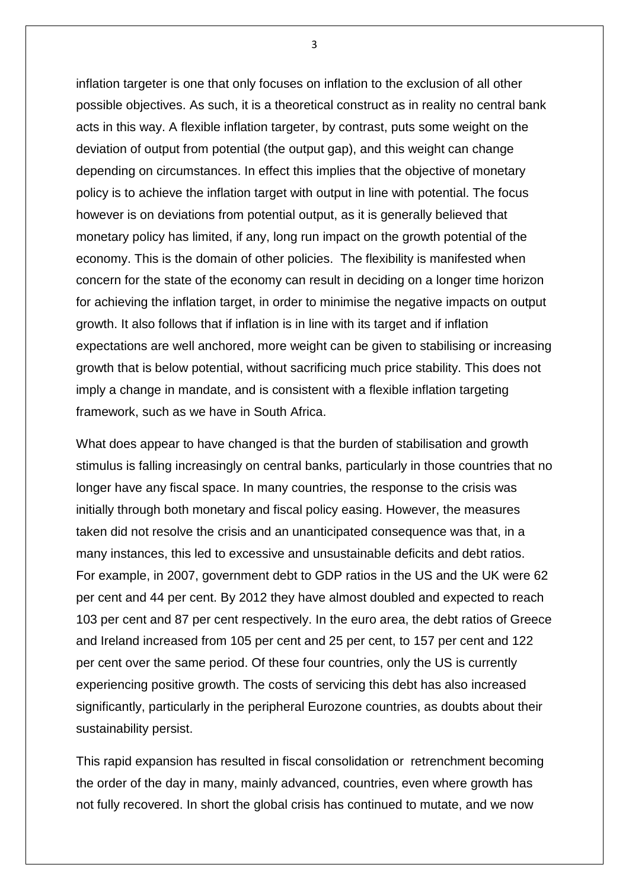inflation targeter is one that only focuses on inflation to the exclusion of all other possible objectives. As such, it is a theoretical construct as in reality no central bank acts in this way. A flexible inflation targeter, by contrast, puts some weight on the deviation of output from potential (the output gap), and this weight can change depending on circumstances. In effect this implies that the objective of monetary policy is to achieve the inflation target with output in line with potential. The focus however is on deviations from potential output, as it is generally believed that monetary policy has limited, if any, long run impact on the growth potential of the economy. This is the domain of other policies. The flexibility is manifested when concern for the state of the economy can result in deciding on a longer time horizon for achieving the inflation target, in order to minimise the negative impacts on output growth. It also follows that if inflation is in line with its target and if inflation expectations are well anchored, more weight can be given to stabilising or increasing growth that is below potential, without sacrificing much price stability. This does not imply a change in mandate, and is consistent with a flexible inflation targeting framework, such as we have in South Africa.

What does appear to have changed is that the burden of stabilisation and growth stimulus is falling increasingly on central banks, particularly in those countries that no longer have any fiscal space. In many countries, the response to the crisis was initially through both monetary and fiscal policy easing. However, the measures taken did not resolve the crisis and an unanticipated consequence was that, in a many instances, this led to excessive and unsustainable deficits and debt ratios. For example, in 2007, government debt to GDP ratios in the US and the UK were 62 per cent and 44 per cent. By 2012 they have almost doubled and expected to reach 103 per cent and 87 per cent respectively. In the euro area, the debt ratios of Greece and Ireland increased from 105 per cent and 25 per cent, to 157 per cent and 122 per cent over the same period. Of these four countries, only the US is currently experiencing positive growth. The costs of servicing this debt has also increased significantly, particularly in the peripheral Eurozone countries, as doubts about their sustainability persist.

This rapid expansion has resulted in fiscal consolidation or retrenchment becoming the order of the day in many, mainly advanced, countries, even where growth has not fully recovered. In short the global crisis has continued to mutate, and we now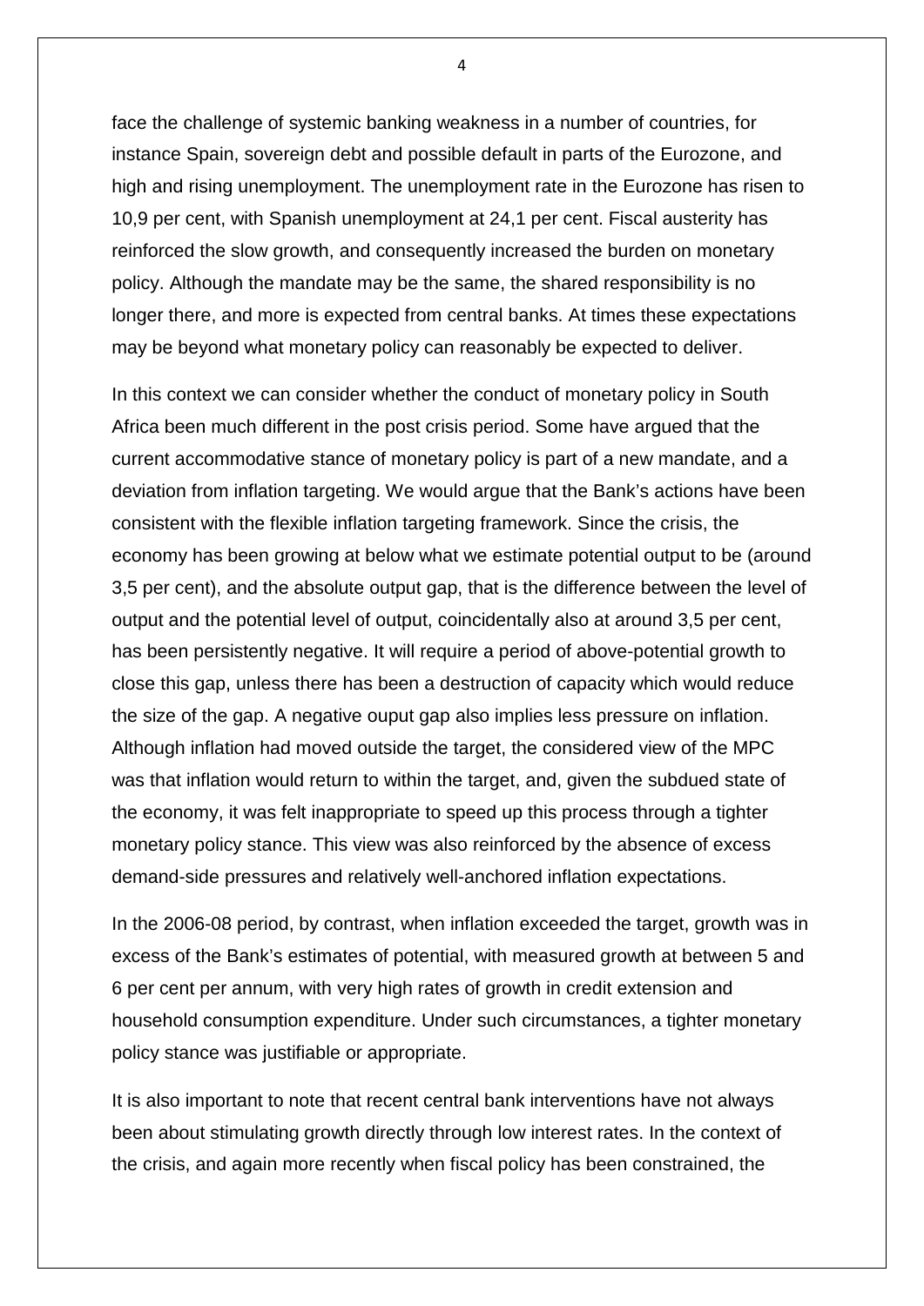face the challenge of systemic banking weakness in a number of countries, for instance Spain, sovereign debt and possible default in parts of the Eurozone, and high and rising unemployment. The unemployment rate in the Eurozone has risen to 10,9 per cent, with Spanish unemployment at 24,1 per cent. Fiscal austerity has reinforced the slow growth, and consequently increased the burden on monetary policy. Although the mandate may be the same, the shared responsibility is no longer there, and more is expected from central banks. At times these expectations may be beyond what monetary policy can reasonably be expected to deliver.

In this context we can consider whether the conduct of monetary policy in South Africa been much different in the post crisis period. Some have argued that the current accommodative stance of monetary policy is part of a new mandate, and a deviation from inflation targeting. We would argue that the Bank's actions have been consistent with the flexible inflation targeting framework. Since the crisis, the economy has been growing at below what we estimate potential output to be (around 3,5 per cent), and the absolute output gap, that is the difference between the level of output and the potential level of output, coincidentally also at around 3,5 per cent, has been persistently negative. It will require a period of above-potential growth to close this gap, unless there has been a destruction of capacity which would reduce the size of the gap. A negative ouput gap also implies less pressure on inflation. Although inflation had moved outside the target, the considered view of the MPC was that inflation would return to within the target, and, given the subdued state of the economy, it was felt inappropriate to speed up this process through a tighter monetary policy stance. This view was also reinforced by the absence of excess demand-side pressures and relatively well-anchored inflation expectations.

In the 2006-08 period, by contrast, when inflation exceeded the target, growth was in excess of the Bank's estimates of potential, with measured growth at between 5 and 6 per cent per annum, with very high rates of growth in credit extension and household consumption expenditure. Under such circumstances, a tighter monetary policy stance was justifiable or appropriate.

It is also important to note that recent central bank interventions have not always been about stimulating growth directly through low interest rates. In the context of the crisis, and again more recently when fiscal policy has been constrained, the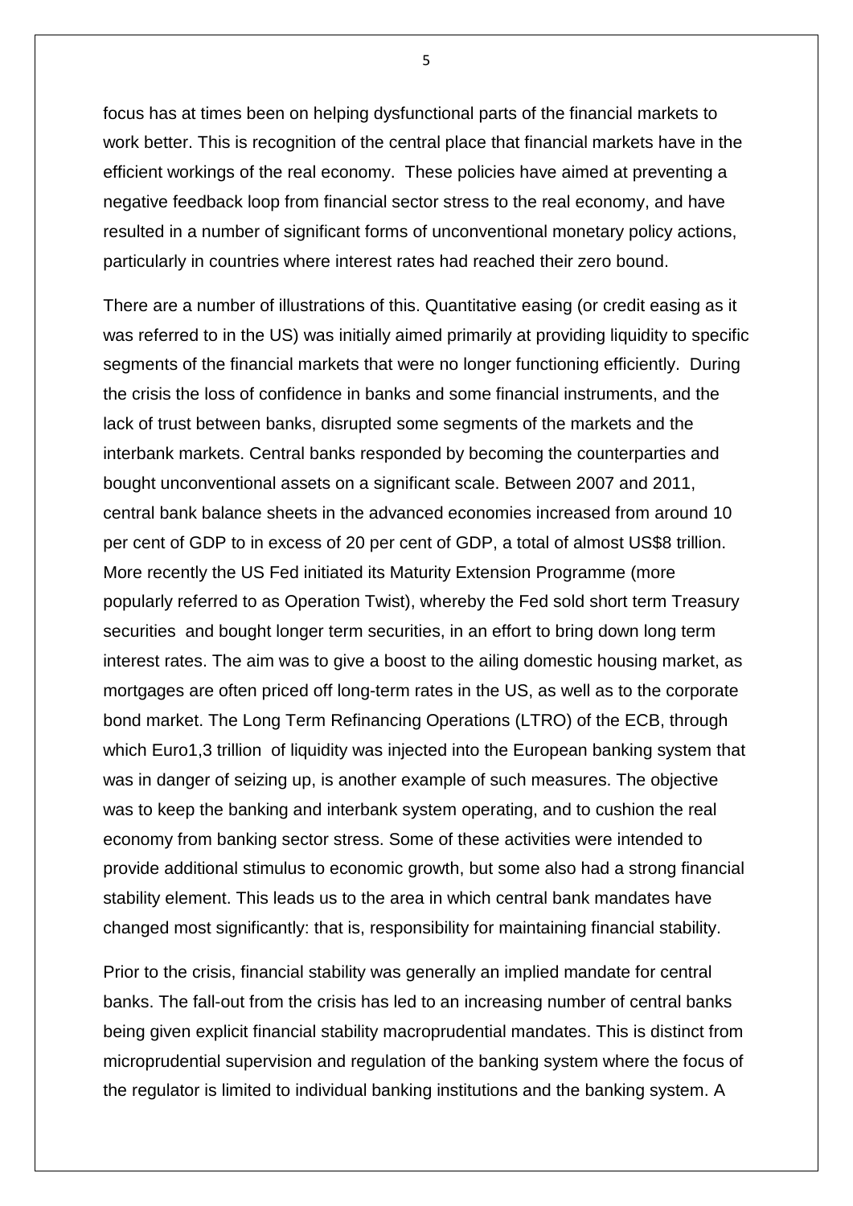focus has at times been on helping dysfunctional parts of the financial markets to work better. This is recognition of the central place that financial markets have in the efficient workings of the real economy. These policies have aimed at preventing a negative feedback loop from financial sector stress to the real economy, and have resulted in a number of significant forms of unconventional monetary policy actions, particularly in countries where interest rates had reached their zero bound.

There are a number of illustrations of this. Quantitative easing (or credit easing as it was referred to in the US) was initially aimed primarily at providing liquidity to specific segments of the financial markets that were no longer functioning efficiently. During the crisis the loss of confidence in banks and some financial instruments, and the lack of trust between banks, disrupted some segments of the markets and the interbank markets. Central banks responded by becoming the counterparties and bought unconventional assets on a significant scale. Between 2007 and 2011, central bank balance sheets in the advanced economies increased from around 10 per cent of GDP to in excess of 20 per cent of GDP, a total of almost US$8 trillion. More recently the US Fed initiated its Maturity Extension Programme (more popularly referred to as Operation Twist), whereby the Fed sold short term Treasury securities and bought longer term securities, in an effort to bring down long term interest rates. The aim was to give a boost to the ailing domestic housing market, as mortgages are often priced off long-term rates in the US, as well as to the corporate bond market. The Long Term Refinancing Operations (LTRO) of the ECB, through which Euro1,3 trillion of liquidity was injected into the European banking system that was in danger of seizing up, is another example of such measures. The objective was to keep the banking and interbank system operating, and to cushion the real economy from banking sector stress. Some of these activities were intended to provide additional stimulus to economic growth, but some also had a strong financial stability element. This leads us to the area in which central bank mandates have changed most significantly: that is, responsibility for maintaining financial stability.

Prior to the crisis, financial stability was generally an implied mandate for central banks. The fall-out from the crisis has led to an increasing number of central banks being given explicit financial stability macroprudential mandates. This is distinct from microprudential supervision and regulation of the banking system where the focus of the regulator is limited to individual banking institutions and the banking system. A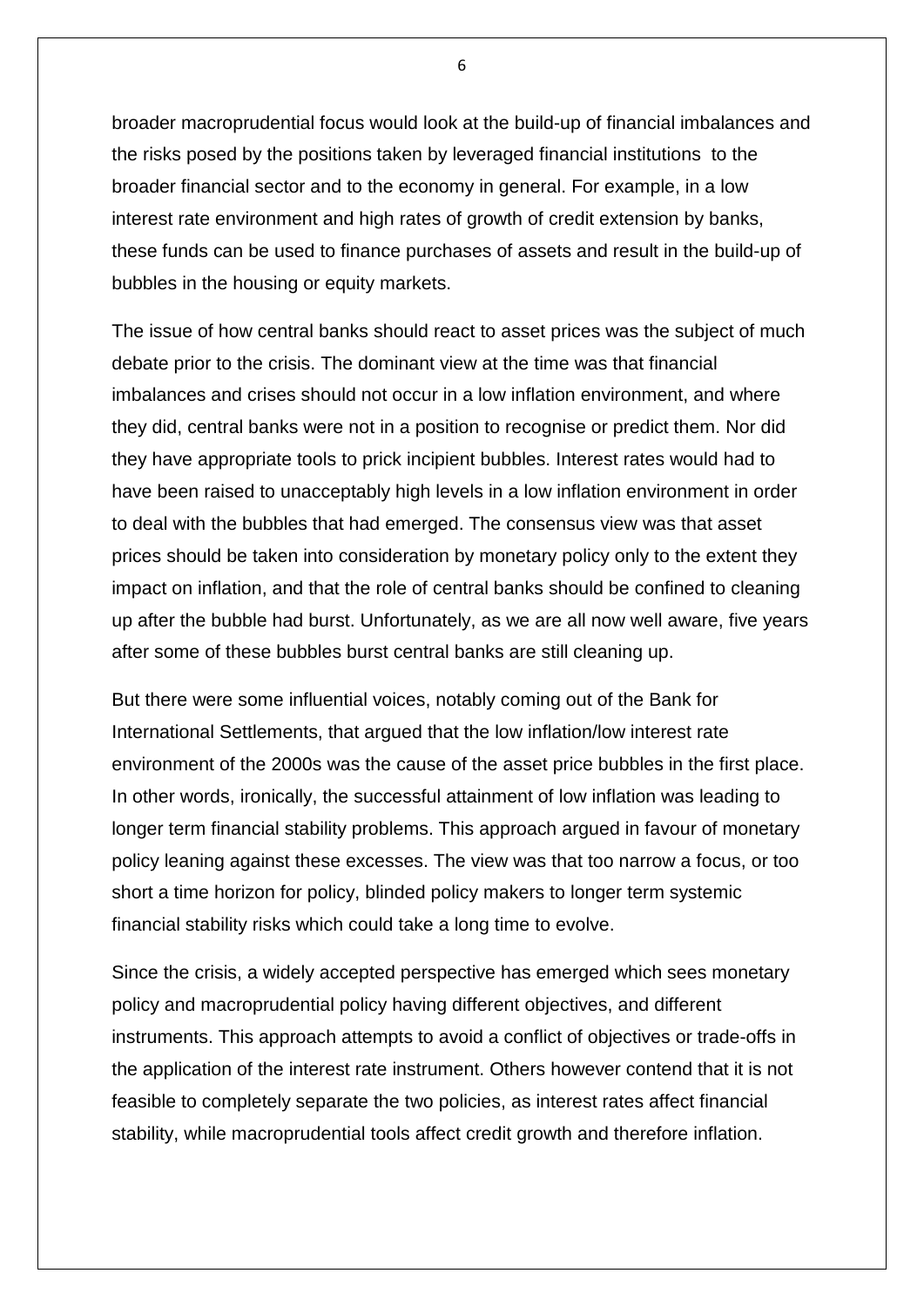broader macroprudential focus would look at the build-up of financial imbalances and the risks posed by the positions taken by leveraged financial institutions to the broader financial sector and to the economy in general. For example, in a low interest rate environment and high rates of growth of credit extension by banks, these funds can be used to finance purchases of assets and result in the build-up of bubbles in the housing or equity markets.

The issue of how central banks should react to asset prices was the subject of much debate prior to the crisis. The dominant view at the time was that financial imbalances and crises should not occur in a low inflation environment, and where they did, central banks were not in a position to recognise or predict them. Nor did they have appropriate tools to prick incipient bubbles. Interest rates would had to have been raised to unacceptably high levels in a low inflation environment in order to deal with the bubbles that had emerged. The consensus view was that asset prices should be taken into consideration by monetary policy only to the extent they impact on inflation, and that the role of central banks should be confined to cleaning up after the bubble had burst. Unfortunately, as we are all now well aware, five years after some of these bubbles burst central banks are still cleaning up.

But there were some influential voices, notably coming out of the Bank for International Settlements, that argued that the low inflation/low interest rate environment of the 2000s was the cause of the asset price bubbles in the first place. In other words, ironically, the successful attainment of low inflation was leading to longer term financial stability problems. This approach argued in favour of monetary policy leaning against these excesses. The view was that too narrow a focus, or too short a time horizon for policy, blinded policy makers to longer term systemic financial stability risks which could take a long time to evolve.

Since the crisis, a widely accepted perspective has emerged which sees monetary policy and macroprudential policy having different objectives, and different instruments. This approach attempts to avoid a conflict of objectives or trade-offs in the application of the interest rate instrument. Others however contend that it is not feasible to completely separate the two policies, as interest rates affect financial stability, while macroprudential tools affect credit growth and therefore inflation.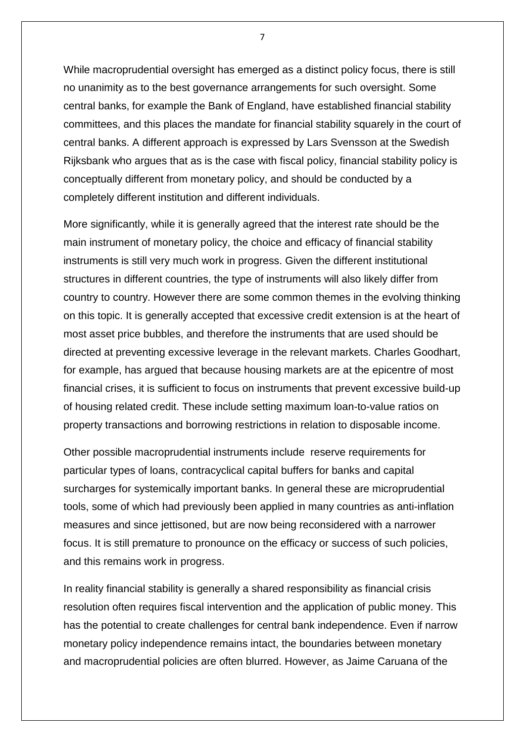While macroprudential oversight has emerged as a distinct policy focus, there is still no unanimity as to the best governance arrangements for such oversight. Some central banks, for example the Bank of England, have established financial stability committees, and this places the mandate for financial stability squarely in the court of central banks. A different approach is expressed by Lars Svensson at the Swedish Rijksbank who argues that as is the case with fiscal policy, financial stability policy is conceptually different from monetary policy, and should be conducted by a completely different institution and different individuals.

More significantly, while it is generally agreed that the interest rate should be the main instrument of monetary policy, the choice and efficacy of financial stability instruments is still very much work in progress. Given the different institutional structures in different countries, the type of instruments will also likely differ from country to country. However there are some common themes in the evolving thinking on this topic. It is generally accepted that excessive credit extension is at the heart of most asset price bubbles, and therefore the instruments that are used should be directed at preventing excessive leverage in the relevant markets. Charles Goodhart, for example, has argued that because housing markets are at the epicentre of most financial crises, it is sufficient to focus on instruments that prevent excessive build-up of housing related credit. These include setting maximum loan-to-value ratios on property transactions and borrowing restrictions in relation to disposable income.

Other possible macroprudential instruments include reserve requirements for particular types of loans, contracyclical capital buffers for banks and capital surcharges for systemically important banks. In general these are microprudential tools, some of which had previously been applied in many countries as anti-inflation measures and since jettisoned, but are now being reconsidered with a narrower focus. It is still premature to pronounce on the efficacy or success of such policies, and this remains work in progress.

In reality financial stability is generally a shared responsibility as financial crisis resolution often requires fiscal intervention and the application of public money. This has the potential to create challenges for central bank independence. Even if narrow monetary policy independence remains intact, the boundaries between monetary and macroprudential policies are often blurred. However, as Jaime Caruana of the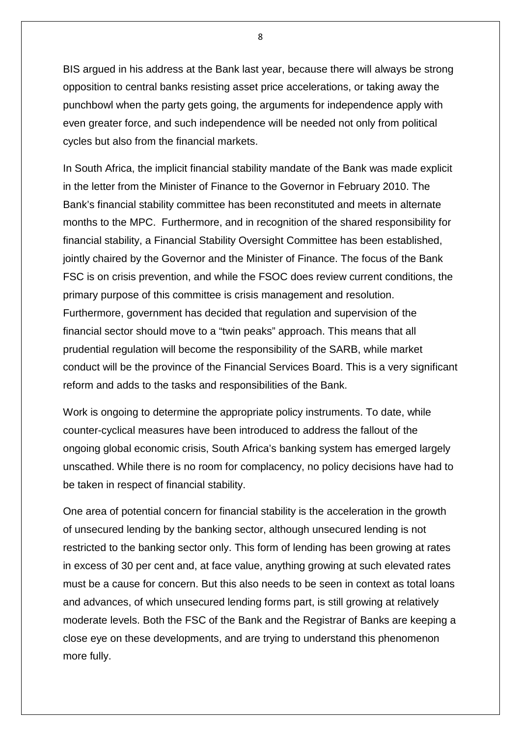BIS argued in his address at the Bank last year, because there will always be strong opposition to central banks resisting asset price accelerations, or taking away the punchbowl when the party gets going, the arguments for independence apply with even greater force, and such independence will be needed not only from political cycles but also from the financial markets.

In South Africa, the implicit financial stability mandate of the Bank was made explicit in the letter from the Minister of Finance to the Governor in February 2010. The Bank's financial stability committee has been reconstituted and meets in alternate months to the MPC. Furthermore, and in recognition of the shared responsibility for financial stability, a Financial Stability Oversight Committee has been established, jointly chaired by the Governor and the Minister of Finance. The focus of the Bank FSC is on crisis prevention, and while the FSOC does review current conditions, the primary purpose of this committee is crisis management and resolution. Furthermore, government has decided that regulation and supervision of the financial sector should move to a "twin peaks" approach. This means that all prudential regulation will become the responsibility of the SARB, while market conduct will be the province of the Financial Services Board. This is a very significant reform and adds to the tasks and responsibilities of the Bank.

Work is ongoing to determine the appropriate policy instruments. To date, while counter-cyclical measures have been introduced to address the fallout of the ongoing global economic crisis, South Africa's banking system has emerged largely unscathed. While there is no room for complacency, no policy decisions have had to be taken in respect of financial stability.

One area of potential concern for financial stability is the acceleration in the growth of unsecured lending by the banking sector, although unsecured lending is not restricted to the banking sector only. This form of lending has been growing at rates in excess of 30 per cent and, at face value, anything growing at such elevated rates must be a cause for concern. But this also needs to be seen in context as total loans and advances, of which unsecured lending forms part, is still growing at relatively moderate levels. Both the FSC of the Bank and the Registrar of Banks are keeping a close eye on these developments, and are trying to understand this phenomenon more fully.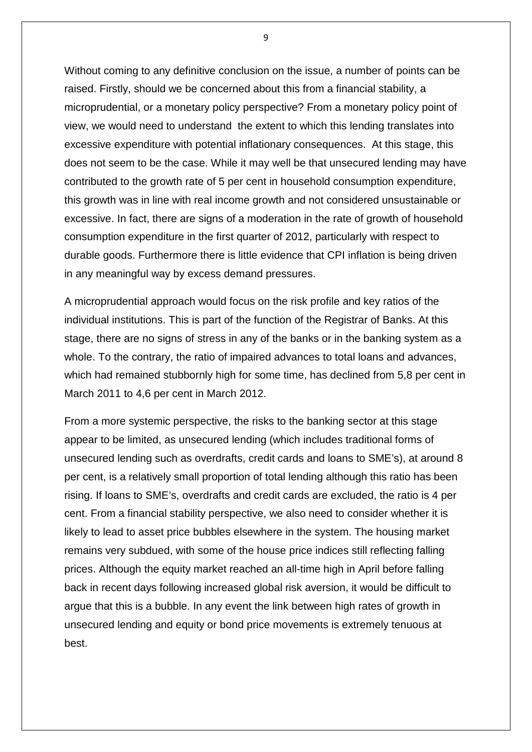Without coming to any definitive conclusion on the issue, a number of points can be raised. Firstly, should we be concerned about this from a financial stability, a microprudential, or a monetary policy perspective? From a monetary policy point of view, we would need to understand the extent to which this lending translates into excessive expenditure with potential inflationary consequences. At this stage, this does not seem to be the case. While it may well be that unsecured lending may have contributed to the growth rate of 5 per cent in household consumption expenditure, this growth was in line with real income growth and not considered unsustainable or excessive. In fact, there are signs of a moderation in the rate of growth of household consumption expenditure in the first quarter of 2012, particularly with respect to durable goods. Furthermore there is little evidence that CPI inflation is being driven in any meaningful way by excess demand pressures.

A microprudential approach would focus on the risk profile and key ratios of the individual institutions. This is part of the function of the Registrar of Banks. At this stage, there are no signs of stress in any of the banks or in the banking system as a whole. To the contrary, the ratio of impaired advances to total loans and advances, which had remained stubbornly high for some time, has declined from 5,8 per cent in March 2011 to 4,6 per cent in March 2012.

From a more systemic perspective, the risks to the banking sector at this stage appear to be limited, as unsecured lending (which includes traditional forms of unsecured lending such as overdrafts, credit cards and loans to SME's), at around 8 per cent, is a relatively small proportion of total lending although this ratio has been rising. If loans to SME's, overdrafts and credit cards are excluded, the ratio is 4 per cent. From a financial stability perspective, we also need to consider whether it is likely to lead to asset price bubbles elsewhere in the system. The housing market remains very subdued, with some of the house price indices still reflecting falling prices. Although the equity market reached an all-time high in April before falling back in recent days following increased global risk aversion, it would be difficult to argue that this is a bubble. In any event the link between high rates of growth in unsecured lending and equity or bond price movements is extremely tenuous at best.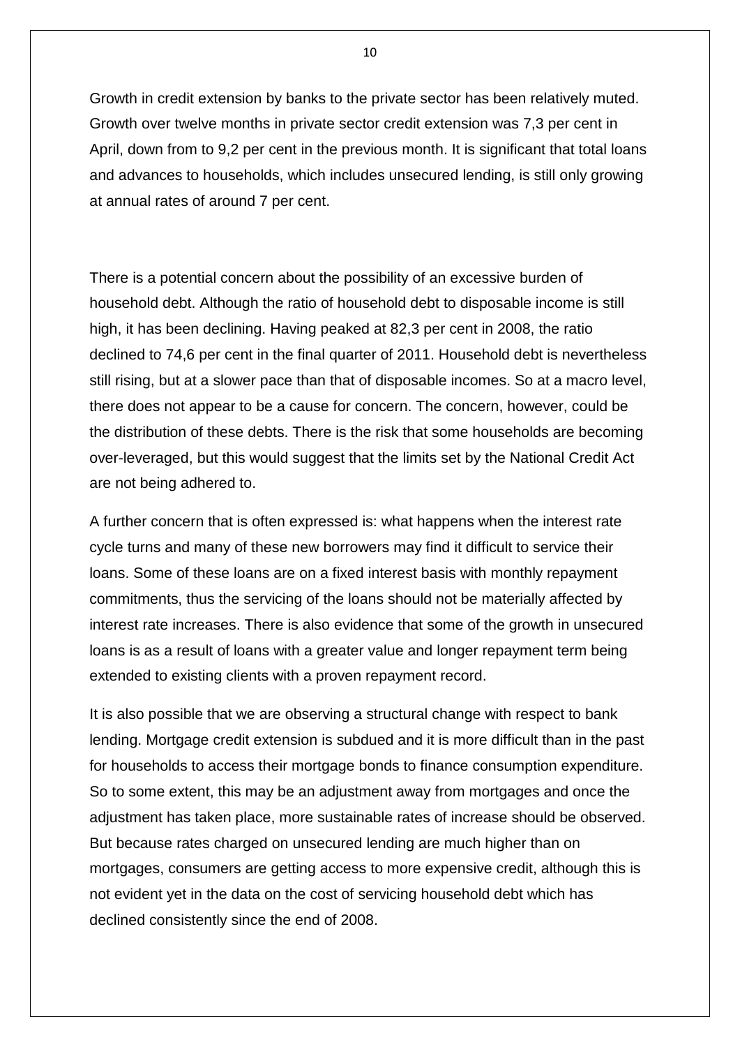Growth in credit extension by banks to the private sector has been relatively muted. Growth over twelve months in private sector credit extension was 7,3 per cent in April, down from to 9,2 per cent in the previous month. It is significant that total loans and advances to households, which includes unsecured lending, is still only growing at annual rates of around 7 per cent.

There is a potential concern about the possibility of an excessive burden of household debt. Although the ratio of household debt to disposable income is still high, it has been declining. Having peaked at 82,3 per cent in 2008, the ratio declined to 74,6 per cent in the final quarter of 2011. Household debt is nevertheless still rising, but at a slower pace than that of disposable incomes. So at a macro level, there does not appear to be a cause for concern. The concern, however, could be the distribution of these debts. There is the risk that some households are becoming over-leveraged, but this would suggest that the limits set by the National Credit Act are not being adhered to.

A further concern that is often expressed is: what happens when the interest rate cycle turns and many of these new borrowers may find it difficult to service their loans. Some of these loans are on a fixed interest basis with monthly repayment commitments, thus the servicing of the loans should not be materially affected by interest rate increases. There is also evidence that some of the growth in unsecured loans is as a result of loans with a greater value and longer repayment term being extended to existing clients with a proven repayment record.

It is also possible that we are observing a structural change with respect to bank lending. Mortgage credit extension is subdued and it is more difficult than in the past for households to access their mortgage bonds to finance consumption expenditure. So to some extent, this may be an adjustment away from mortgages and once the adjustment has taken place, more sustainable rates of increase should be observed. But because rates charged on unsecured lending are much higher than on mortgages, consumers are getting access to more expensive credit, although this is not evident yet in the data on the cost of servicing household debt which has declined consistently since the end of 2008.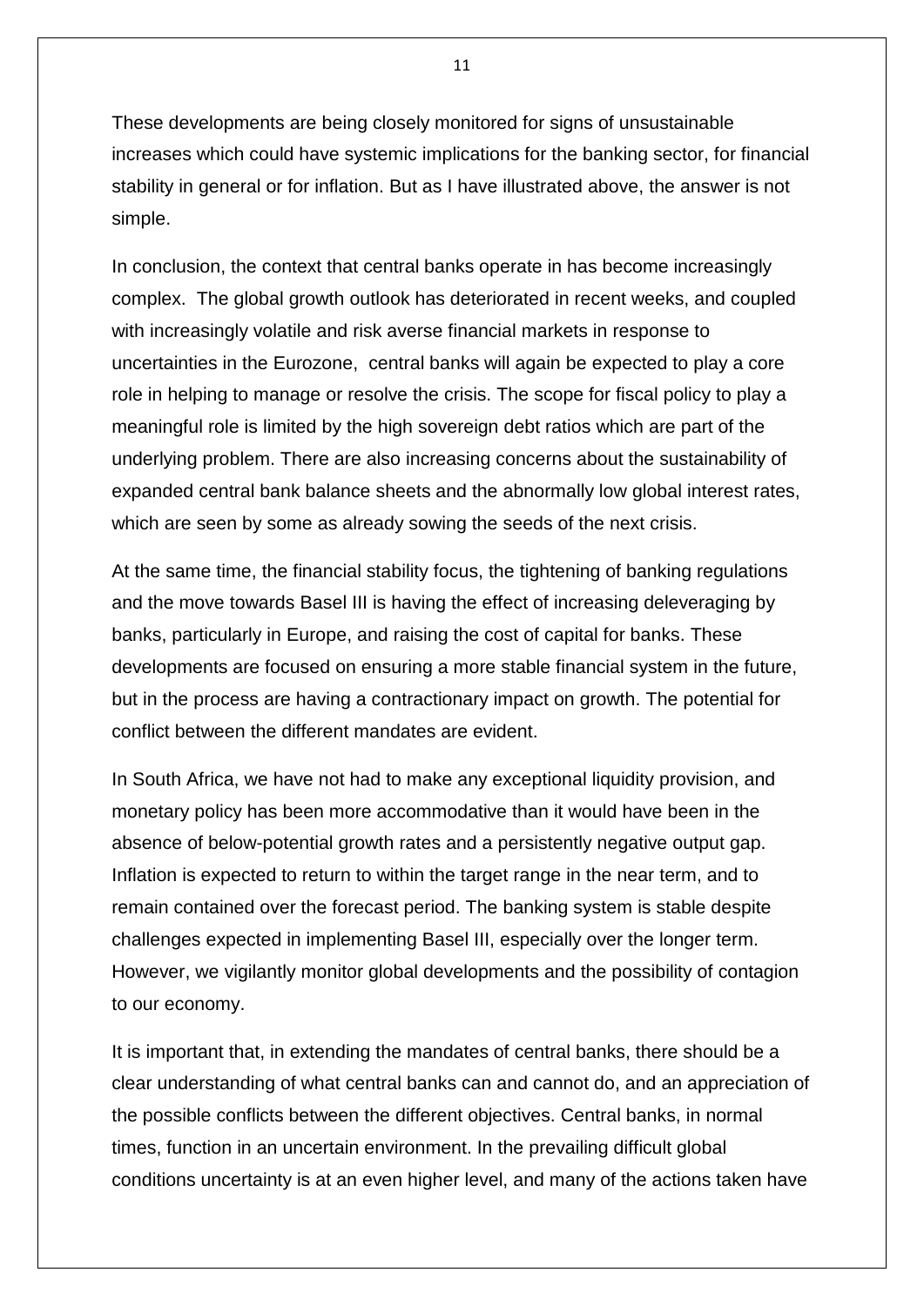These developments are being closely monitored for signs of unsustainable increases which could have systemic implications for the banking sector, for financial stability in general or for inflation. But as I have illustrated above, the answer is not simple.

In conclusion, the context that central banks operate in has become increasingly complex. The global growth outlook has deteriorated in recent weeks, and coupled with increasingly volatile and risk averse financial markets in response to uncertainties in the Eurozone, central banks will again be expected to play a core role in helping to manage or resolve the crisis. The scope for fiscal policy to play a meaningful role is limited by the high sovereign debt ratios which are part of the underlying problem. There are also increasing concerns about the sustainability of expanded central bank balance sheets and the abnormally low global interest rates, which are seen by some as already sowing the seeds of the next crisis.

At the same time, the financial stability focus, the tightening of banking regulations and the move towards Basel III is having the effect of increasing deleveraging by banks, particularly in Europe, and raising the cost of capital for banks. These developments are focused on ensuring a more stable financial system in the future, but in the process are having a contractionary impact on growth. The potential for conflict between the different mandates are evident.

In South Africa, we have not had to make any exceptional liquidity provision, and monetary policy has been more accommodative than it would have been in the absence of below-potential growth rates and a persistently negative output gap. Inflation is expected to return to within the target range in the near term, and to remain contained over the forecast period. The banking system is stable despite challenges expected in implementing Basel III, especially over the longer term. However, we vigilantly monitor global developments and the possibility of contagion to our economy.

It is important that, in extending the mandates of central banks, there should be a clear understanding of what central banks can and cannot do, and an appreciation of the possible conflicts between the different objectives. Central banks, in normal times, function in an uncertain environment. In the prevailing difficult global conditions uncertainty is at an even higher level, and many of the actions taken have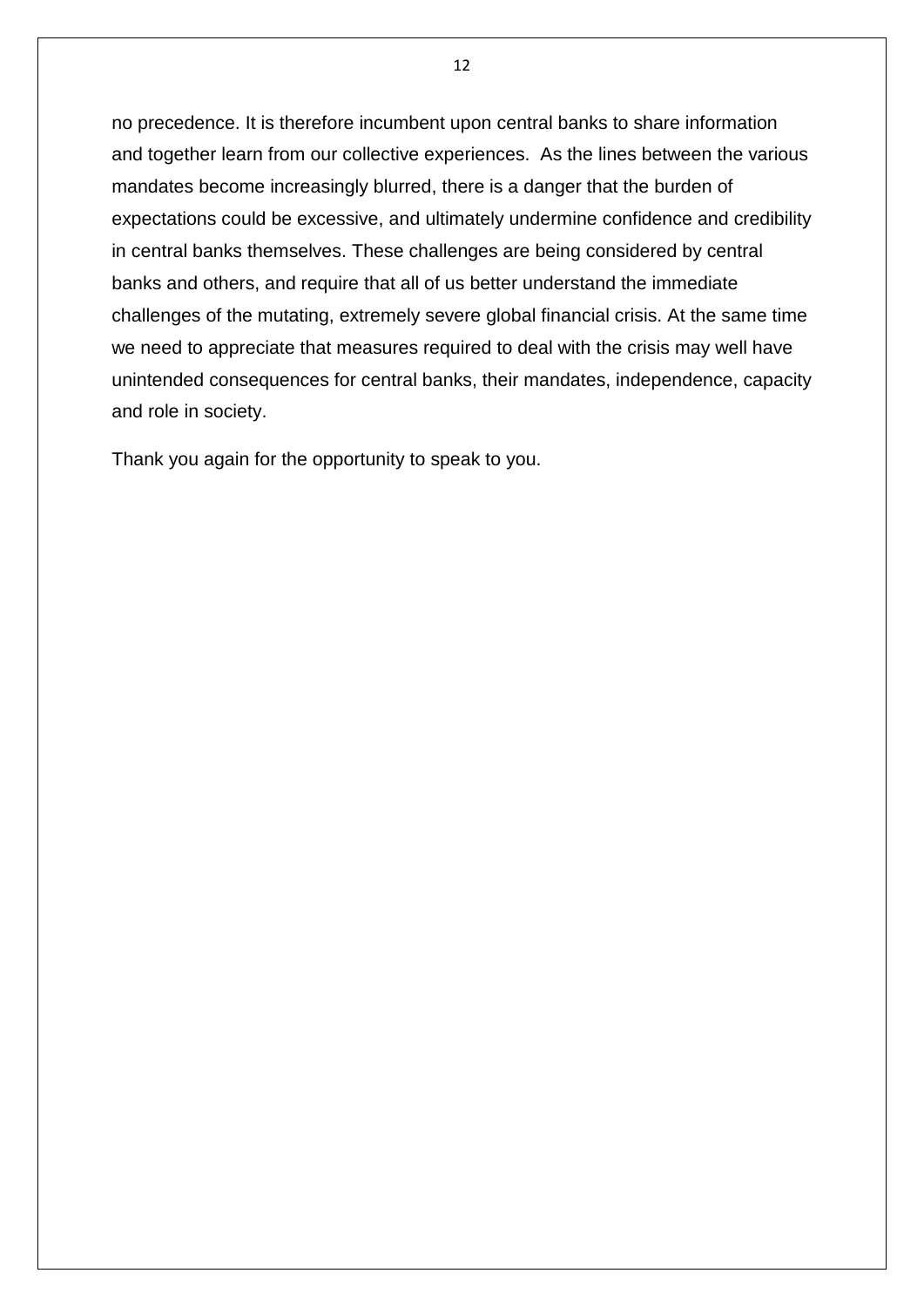no precedence. It is therefore incumbent upon central banks to share information and together learn from our collective experiences. As the lines between the various mandates become increasingly blurred, there is a danger that the burden of expectations could be excessive, and ultimately undermine confidence and credibility in central banks themselves. These challenges are being considered by central banks and others, and require that all of us better understand the immediate challenges of the mutating, extremely severe global financial crisis. At the same time we need to appreciate that measures required to deal with the crisis may well have unintended consequences for central banks, their mandates, independence, capacity and role in society.

Thank you again for the opportunity to speak to you.